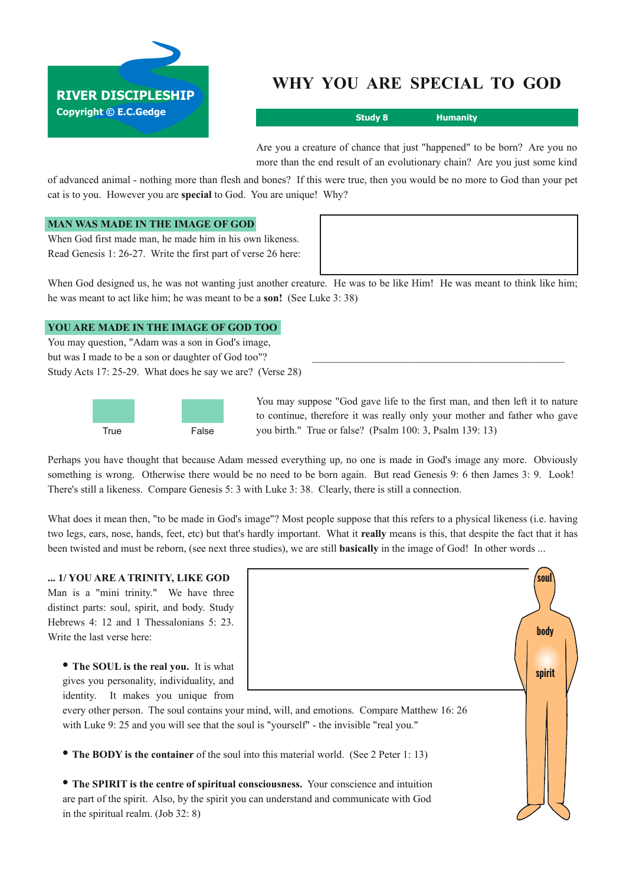**RIVER DISCIPLESHIP**
Copyright © E.C.Gedge

# WHY YOU ARE SPECIAL TO GOD

**Study 8** **Humanity**

Are you a creature of chance that just "happened" to be born? Are you no more than the end result of an evolutionary chain? Are you just some kind of advanced animal - nothing more than flesh and bones? If this were true, then you would be no more to God than your pet cat is to you. However you are **special** to God. You are unique! Why?

## MAN WAS MADE IN THE IMAGE OF GOD

When God first made man, he made him in his own likeness. Read Genesis 1: 26-27. Write the first part of verse 26 here:

When God designed us, he was not wanting just another creature. He was to be like Him! He was meant to think like him; he was meant to act like him; he was meant to be a **son!** (See Luke 3: 38)

## YOU ARE MADE IN THE IMAGE OF GOD TOO

You may question, "Adam was a son in God's image, but was I made to be a son or daughter of God too"? Study Acts 17: 25-29. What does he say we are? (Verse 28)

______________________________________________

You may suppose "God gave life to the first man, and then left it to nature to continue, therefore it was really only your mother and father who gave you birth." True or false? (Psalm 100: 3, Psalm 139: 13)

True False

Perhaps you have thought that because Adam messed everything up, no one is made in God's image any more. Obviously something is wrong. Otherwise there would be no need to be born again. But read Genesis 9: 6 then James 3: 9. Look! There's still a likeness. Compare Genesis 5: 3 with Luke 3: 38. Clearly, there is still a connection.

What does it mean then, "to be made in God's image"? Most people suppose that this refers to a physical likeness (i.e. having two legs, ears, nose, hands, feet, etc) but that's hardly important. What it **really** means is this, that despite the fact that it has been twisted and must be reborn, (see next three studies), we are still **basically** in the image of God! In other words ...

### ... 1/ YOU ARE A TRINITY, LIKE GOD

Man is a "mini trinity." We have three distinct parts: soul, spirit, and body. Study Hebrews 4: 12 and 1 Thessalonians 5: 23. Write the last verse here:

soul
body
spirit

- **The SOUL is the real you.** It is what gives you personality, individuality, and identity. It makes you unique from every other person. The soul contains your mind, will, and emotions. Compare Matthew 16: 26 with Luke 9: 25 and you will see that the soul is "yourself" - the invisible "real you."

- **The BODY is the container** of the soul into this material world. (See 2 Peter 1: 13)

- **The SPIRIT is the centre of spiritual consciousness.** Your conscience and intuition are part of the spirit. Also, by the spirit you can understand and communicate with God in the spiritual realm. (Job 32: 8)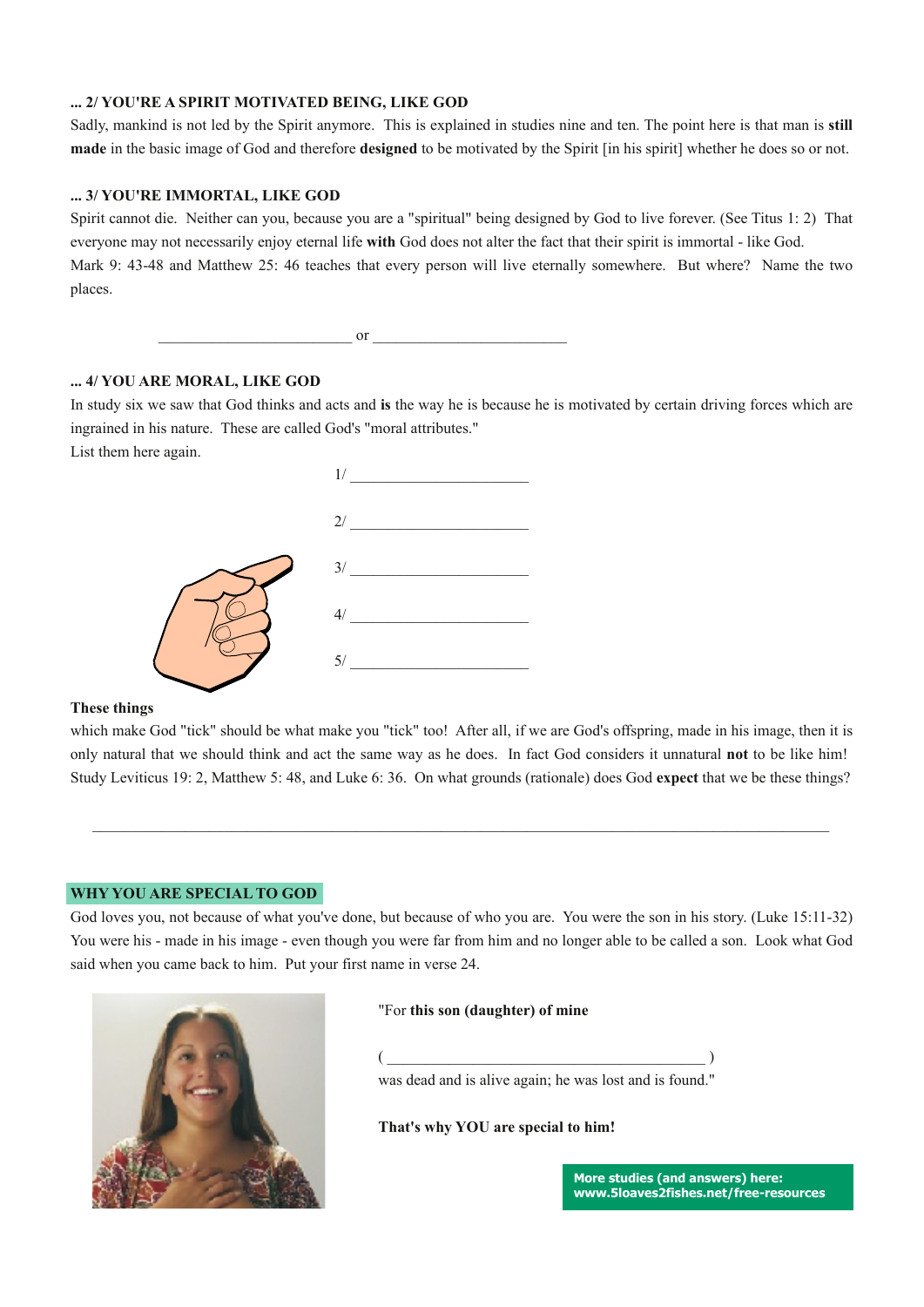**... 2/ YOU'RE A SPIRIT MOTIVATED BEING, LIKE GOD**

Sadly, mankind is not led by the Spirit anymore. This is explained in studies nine and ten. The point here is that man is **still made** in the basic image of God and therefore **designed** to be motivated by the Spirit [in his spirit] whether he does so or not.

**... 3/ YOU'RE IMMORTAL, LIKE GOD**

Spirit cannot die. Neither can you, because you are a "spiritual" being designed by God to live forever. (See Titus 1: 2) That everyone may not necessarily enjoy eternal life **with** God does not alter the fact that their spirit is immortal - like God.
Mark 9: 43-48 and Matthew 25: 46 teaches that every person will live eternally somewhere. But where? Name the two places.

_________________________ or _________________________

**... 4/ YOU ARE MORAL, LIKE GOD**

In study six we saw that God thinks and acts and **is** the way he is because he is motivated by certain driving forces which are ingrained in his nature. These are called God's "moral attributes."
List them here again.

1/ _______________________

2/ _______________________

3/ _______________________

4/ _______________________

5/ _______________________

**These things**
which make God "tick" should be what make you "tick" too! After all, if we are God's offspring, made in his image, then it is only natural that we should think and act the same way as he does. In fact God considers it unnatural **not** to be like him! Study Leviticus 19: 2, Matthew 5: 48, and Luke 6: 36. On what grounds (rationale) does God **expect** that we be these things?

_______________________________________________________________________________

**WHY YOU ARE SPECIAL TO GOD**

God loves you, not because of what you've done, but because of who you are. You were the son in his story. (Luke 15:11-32) You were his - made in his image - even though you were far from him and no longer able to be called a son. Look what God said when you came back to him. Put your first name in verse 24.

"For **this son (daughter) of mine**

( ___________________________________________ )
was dead and is alive again; he was lost and is found."

**That's why YOU are special to him!**

**More studies (and answers) here: www.5loaves2fishes.net/free-resources**